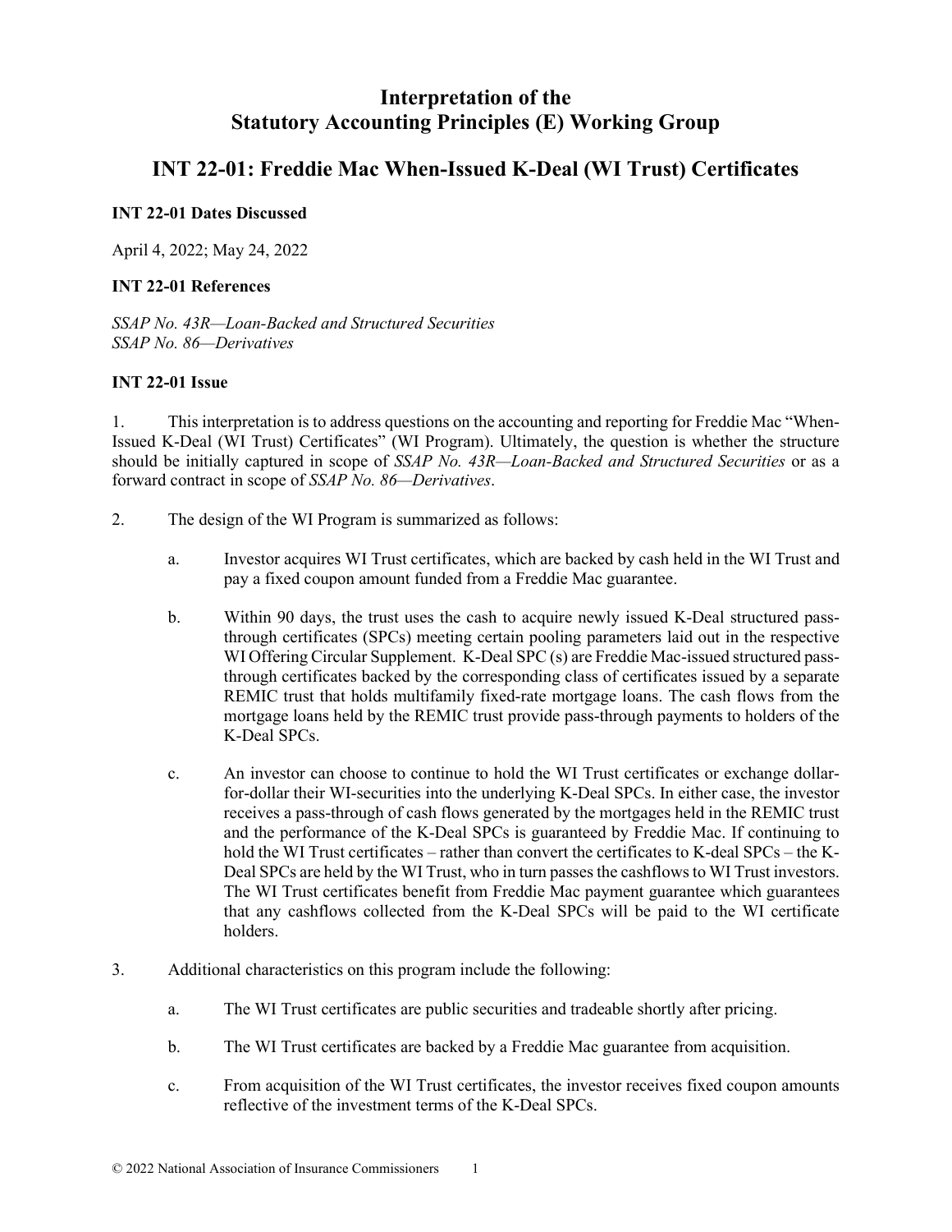# Interpretation of the Statutory Accounting Principles (E) Working Group

## INT 22-01: Freddie Mac When-Issued K-Deal (WI Trust) Certificates

### INT 22-01 Dates Discussed

April 4, 2022; May 24, 2022

### INT 22-01 References

*SSAP No. 43R—Loan-Backed and Structured Securities*
*SSAP No. 86—Derivatives*

### INT 22-01 Issue

1. This interpretation is to address questions on the accounting and reporting for Freddie Mac "When-Issued K-Deal (WI Trust) Certificates" (WI Program). Ultimately, the question is whether the structure should be initially captured in scope of *SSAP No. 43R—Loan-Backed and Structured Securities* or as a forward contract in scope of *SSAP No. 86—Derivatives*.

2. The design of the WI Program is summarized as follows:

   a. Investor acquires WI Trust certificates, which are backed by cash held in the WI Trust and pay a fixed coupon amount funded from a Freddie Mac guarantee.

   b. Within 90 days, the trust uses the cash to acquire newly issued K-Deal structured pass-through certificates (SPCs) meeting certain pooling parameters laid out in the respective WI Offering Circular Supplement. K-Deal SPC (s) are Freddie Mac-issued structured pass-through certificates backed by the corresponding class of certificates issued by a separate REMIC trust that holds multifamily fixed-rate mortgage loans. The cash flows from the mortgage loans held by the REMIC trust provide pass-through payments to holders of the K-Deal SPCs.

   c. An investor can choose to continue to hold the WI Trust certificates or exchange dollar-for-dollar their WI-securities into the underlying K-Deal SPCs. In either case, the investor receives a pass-through of cash flows generated by the mortgages held in the REMIC trust and the performance of the K-Deal SPCs is guaranteed by Freddie Mac. If continuing to hold the WI Trust certificates – rather than convert the certificates to K-deal SPCs – the K-Deal SPCs are held by the WI Trust, who in turn passes the cashflows to WI Trust investors. The WI Trust certificates benefit from Freddie Mac payment guarantee which guarantees that any cashflows collected from the K-Deal SPCs will be paid to the WI certificate holders.

3. Additional characteristics on this program include the following:

   a. The WI Trust certificates are public securities and tradeable shortly after pricing.

   b. The WI Trust certificates are backed by a Freddie Mac guarantee from acquisition.

   c. From acquisition of the WI Trust certificates, the investor receives fixed coupon amounts reflective of the investment terms of the K-Deal SPCs.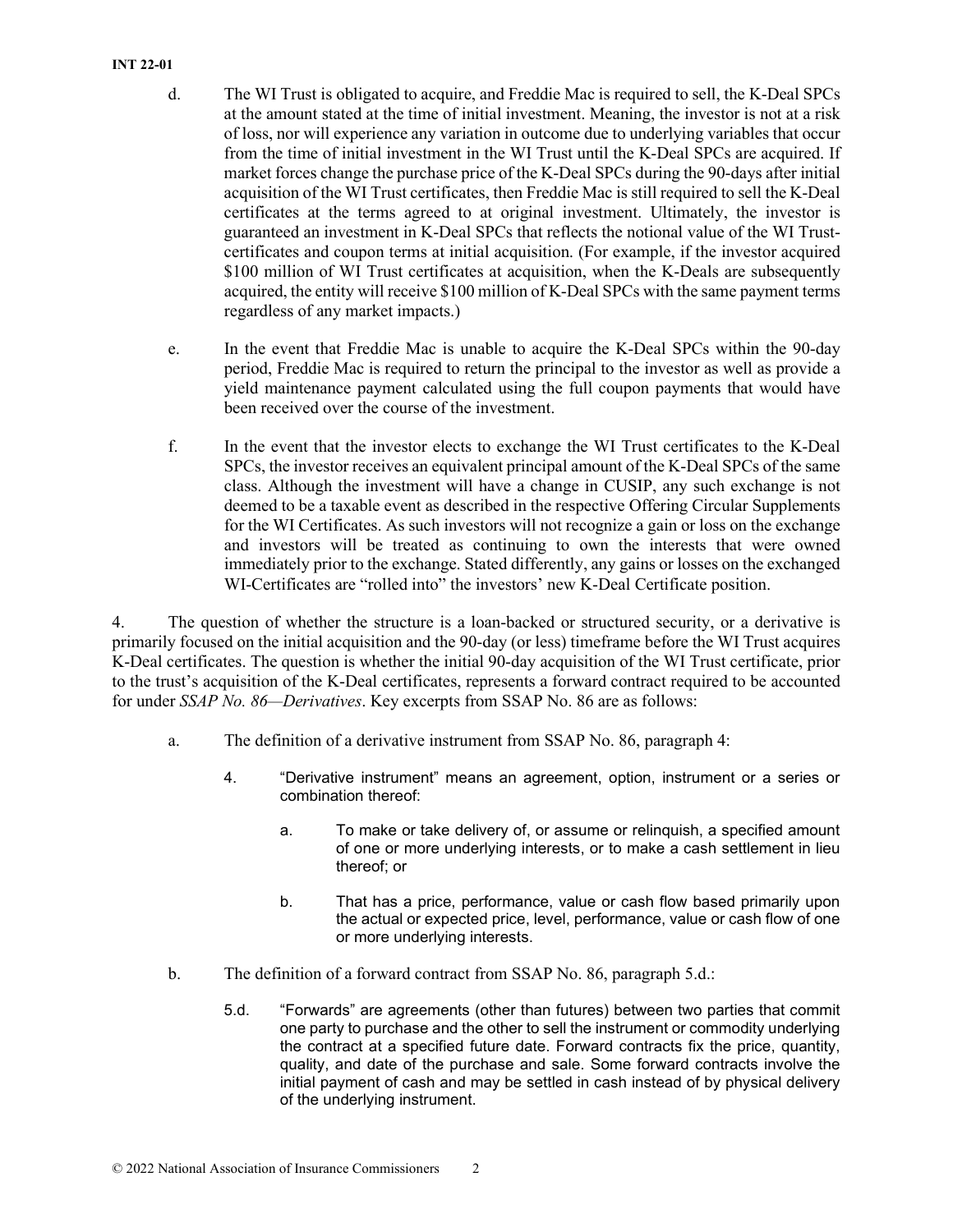d. The WI Trust is obligated to acquire, and Freddie Mac is required to sell, the K-Deal SPCs at the amount stated at the time of initial investment. Meaning, the investor is not at a risk of loss, nor will experience any variation in outcome due to underlying variables that occur from the time of initial investment in the WI Trust until the K-Deal SPCs are acquired. If market forces change the purchase price of the K-Deal SPCs during the 90-days after initial acquisition of the WI Trust certificates, then Freddie Mac is still required to sell the K-Deal certificates at the terms agreed to at original investment. Ultimately, the investor is guaranteed an investment in K-Deal SPCs that reflects the notional value of the WI Trust-certificates and coupon terms at initial acquisition. (For example, if the investor acquired $100 million of WI Trust certificates at acquisition, when the K-Deals are subsequently acquired, the entity will receive $100 million of K-Deal SPCs with the same payment terms regardless of any market impacts.)

e. In the event that Freddie Mac is unable to acquire the K-Deal SPCs within the 90-day period, Freddie Mac is required to return the principal to the investor as well as provide a yield maintenance payment calculated using the full coupon payments that would have been received over the course of the investment.

f. In the event that the investor elects to exchange the WI Trust certificates to the K-Deal SPCs, the investor receives an equivalent principal amount of the K-Deal SPCs of the same class. Although the investment will have a change in CUSIP, any such exchange is not deemed to be a taxable event as described in the respective Offering Circular Supplements for the WI Certificates. As such investors will not recognize a gain or loss on the exchange and investors will be treated as continuing to own the interests that were owned immediately prior to the exchange. Stated differently, any gains or losses on the exchanged WI-Certificates are "rolled into" the investors' new K-Deal Certificate position.

4. The question of whether the structure is a loan-backed or structured security, or a derivative is primarily focused on the initial acquisition and the 90-day (or less) timeframe before the WI Trust acquires K-Deal certificates. The question is whether the initial 90-day acquisition of the WI Trust certificate, prior to the trust's acquisition of the K-Deal certificates, represents a forward contract required to be accounted for under *SSAP No. 86—Derivatives*. Key excerpts from SSAP No. 86 are as follows:

a. The definition of a derivative instrument from SSAP No. 86, paragraph 4:

> 4. "Derivative instrument" means an agreement, option, instrument or a series or combination thereof:
>
> a. To make or take delivery of, or assume or relinquish, a specified amount of one or more underlying interests, or to make a cash settlement in lieu thereof; or
>
> b. That has a price, performance, value or cash flow based primarily upon the actual or expected price, level, performance, value or cash flow of one or more underlying interests.

b. The definition of a forward contract from SSAP No. 86, paragraph 5.d.:

> 5.d. "Forwards" are agreements (other than futures) between two parties that commit one party to purchase and the other to sell the instrument or commodity underlying the contract at a specified future date. Forward contracts fix the price, quantity, quality, and date of the purchase and sale. Some forward contracts involve the initial payment of cash and may be settled in cash instead of by physical delivery of the underlying instrument.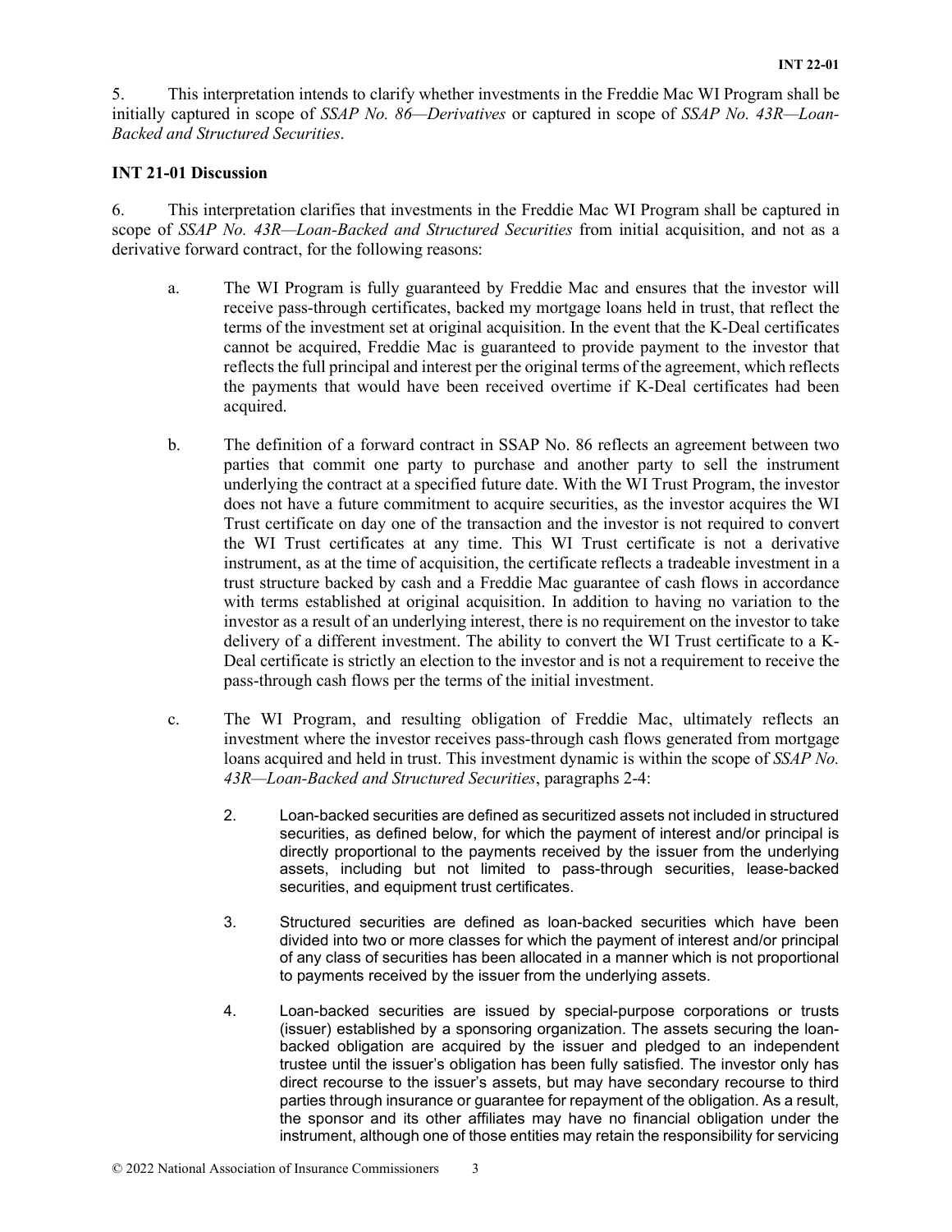5. This interpretation intends to clarify whether investments in the Freddie Mac WI Program shall be initially captured in scope of *SSAP No. 86—Derivatives* or captured in scope of *SSAP No. 43R—Loan-Backed and Structured Securities*.

**INT 21-01 Discussion**

6. This interpretation clarifies that investments in the Freddie Mac WI Program shall be captured in scope of *SSAP No. 43R—Loan-Backed and Structured Securities* from initial acquisition, and not as a derivative forward contract, for the following reasons:

a. The WI Program is fully guaranteed by Freddie Mac and ensures that the investor will receive pass-through certificates, backed my mortgage loans held in trust, that reflect the terms of the investment set at original acquisition. In the event that the K-Deal certificates cannot be acquired, Freddie Mac is guaranteed to provide payment to the investor that reflects the full principal and interest per the original terms of the agreement, which reflects the payments that would have been received overtime if K-Deal certificates had been acquired.

b. The definition of a forward contract in SSAP No. 86 reflects an agreement between two parties that commit one party to purchase and another party to sell the instrument underlying the contract at a specified future date. With the WI Trust Program, the investor does not have a future commitment to acquire securities, as the investor acquires the WI Trust certificate on day one of the transaction and the investor is not required to convert the WI Trust certificates at any time. This WI Trust certificate is not a derivative instrument, as at the time of acquisition, the certificate reflects a tradeable investment in a trust structure backed by cash and a Freddie Mac guarantee of cash flows in accordance with terms established at original acquisition. In addition to having no variation to the investor as a result of an underlying interest, there is no requirement on the investor to take delivery of a different investment. The ability to convert the WI Trust certificate to a K-Deal certificate is strictly an election to the investor and is not a requirement to receive the pass-through cash flows per the terms of the initial investment.

c. The WI Program, and resulting obligation of Freddie Mac, ultimately reflects an investment where the investor receives pass-through cash flows generated from mortgage loans acquired and held in trust. This investment dynamic is within the scope of *SSAP No. 43R—Loan-Backed and Structured Securities*, paragraphs 2-4:

> 2. Loan-backed securities are defined as securitized assets not included in structured securities, as defined below, for which the payment of interest and/or principal is directly proportional to the payments received by the issuer from the underlying assets, including but not limited to pass-through securities, lease-backed securities, and equipment trust certificates.
>
> 3. Structured securities are defined as loan-backed securities which have been divided into two or more classes for which the payment of interest and/or principal of any class of securities has been allocated in a manner which is not proportional to payments received by the issuer from the underlying assets.
>
> 4. Loan-backed securities are issued by special-purpose corporations or trusts (issuer) established by a sponsoring organization. The assets securing the loan-backed obligation are acquired by the issuer and pledged to an independent trustee until the issuer's obligation has been fully satisfied. The investor only has direct recourse to the issuer's assets, but may have secondary recourse to third parties through insurance or guarantee for repayment of the obligation. As a result, the sponsor and its other affiliates may have no financial obligation under the instrument, although one of those entities may retain the responsibility for servicing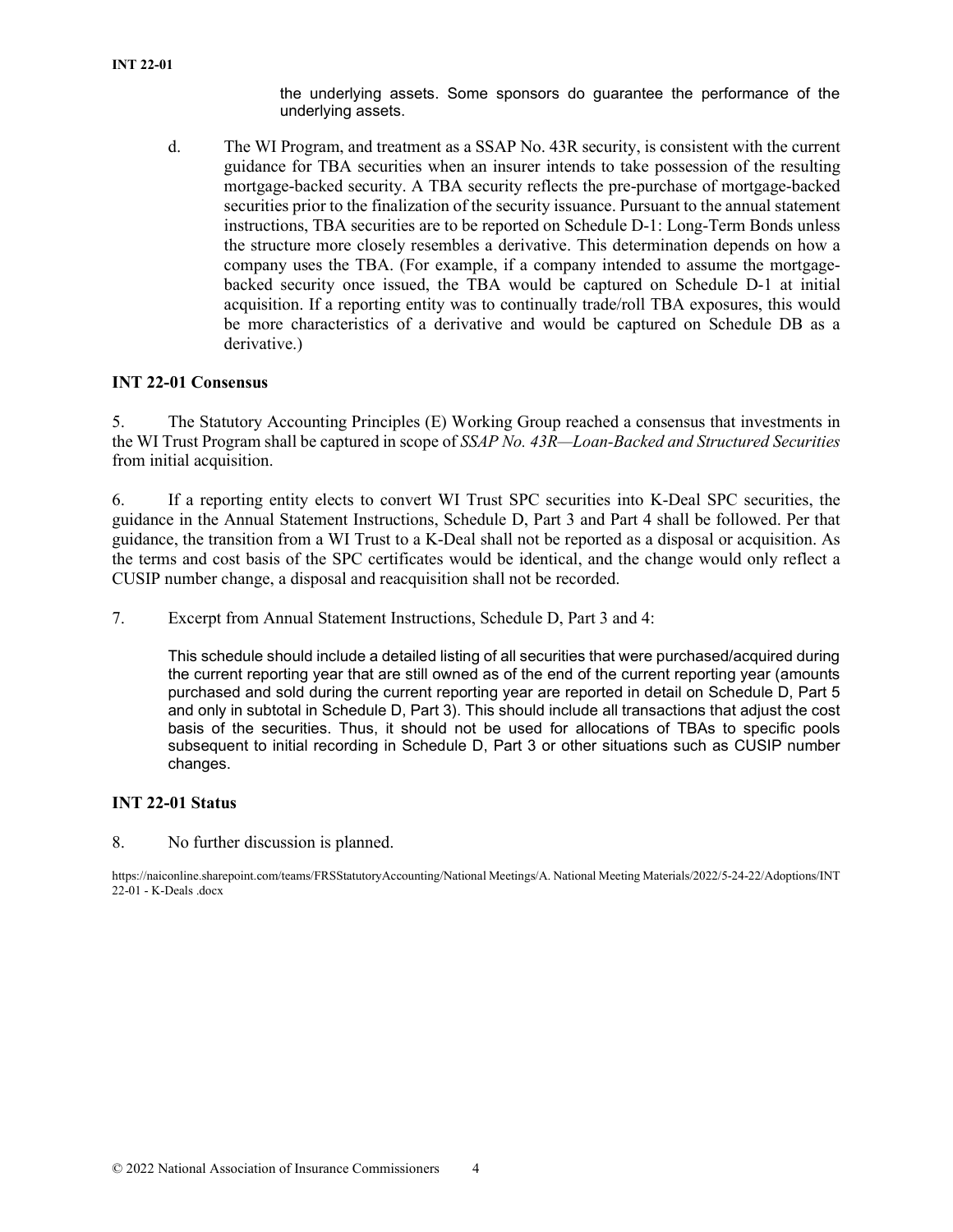the underlying assets. Some sponsors do guarantee the performance of the underlying assets.

d. The WI Program, and treatment as a SSAP No. 43R security, is consistent with the current guidance for TBA securities when an insurer intends to take possession of the resulting mortgage-backed security. A TBA security reflects the pre-purchase of mortgage-backed securities prior to the finalization of the security issuance. Pursuant to the annual statement instructions, TBA securities are to be reported on Schedule D-1: Long-Term Bonds unless the structure more closely resembles a derivative. This determination depends on how a company uses the TBA. (For example, if a company intended to assume the mortgage-backed security once issued, the TBA would be captured on Schedule D-1 at initial acquisition. If a reporting entity was to continually trade/roll TBA exposures, this would be more characteristics of a derivative and would be captured on Schedule DB as a derivative.)

**INT 22-01 Consensus**

5. The Statutory Accounting Principles (E) Working Group reached a consensus that investments in the WI Trust Program shall be captured in scope of *SSAP No. 43R—Loan-Backed and Structured Securities* from initial acquisition.

6. If a reporting entity elects to convert WI Trust SPC securities into K-Deal SPC securities, the guidance in the Annual Statement Instructions, Schedule D, Part 3 and Part 4 shall be followed. Per that guidance, the transition from a WI Trust to a K-Deal shall not be reported as a disposal or acquisition. As the terms and cost basis of the SPC certificates would be identical, and the change would only reflect a CUSIP number change, a disposal and reacquisition shall not be recorded.

7. Excerpt from Annual Statement Instructions, Schedule D, Part 3 and 4:

> This schedule should include a detailed listing of all securities that were purchased/acquired during the current reporting year that are still owned as of the end of the current reporting year (amounts purchased and sold during the current reporting year are reported in detail on Schedule D, Part 5 and only in subtotal in Schedule D, Part 3). This should include all transactions that adjust the cost basis of the securities. Thus, it should not be used for allocations of TBAs to specific pools subsequent to initial recording in Schedule D, Part 3 or other situations such as CUSIP number changes.

**INT 22-01 Status**

8. No further discussion is planned.

https://naiconline.sharepoint.com/teams/FRSStatutoryAccounting/National Meetings/A. National Meeting Materials/2022/5-24-22/Adoptions/INT 22-01 - K-Deals .docx